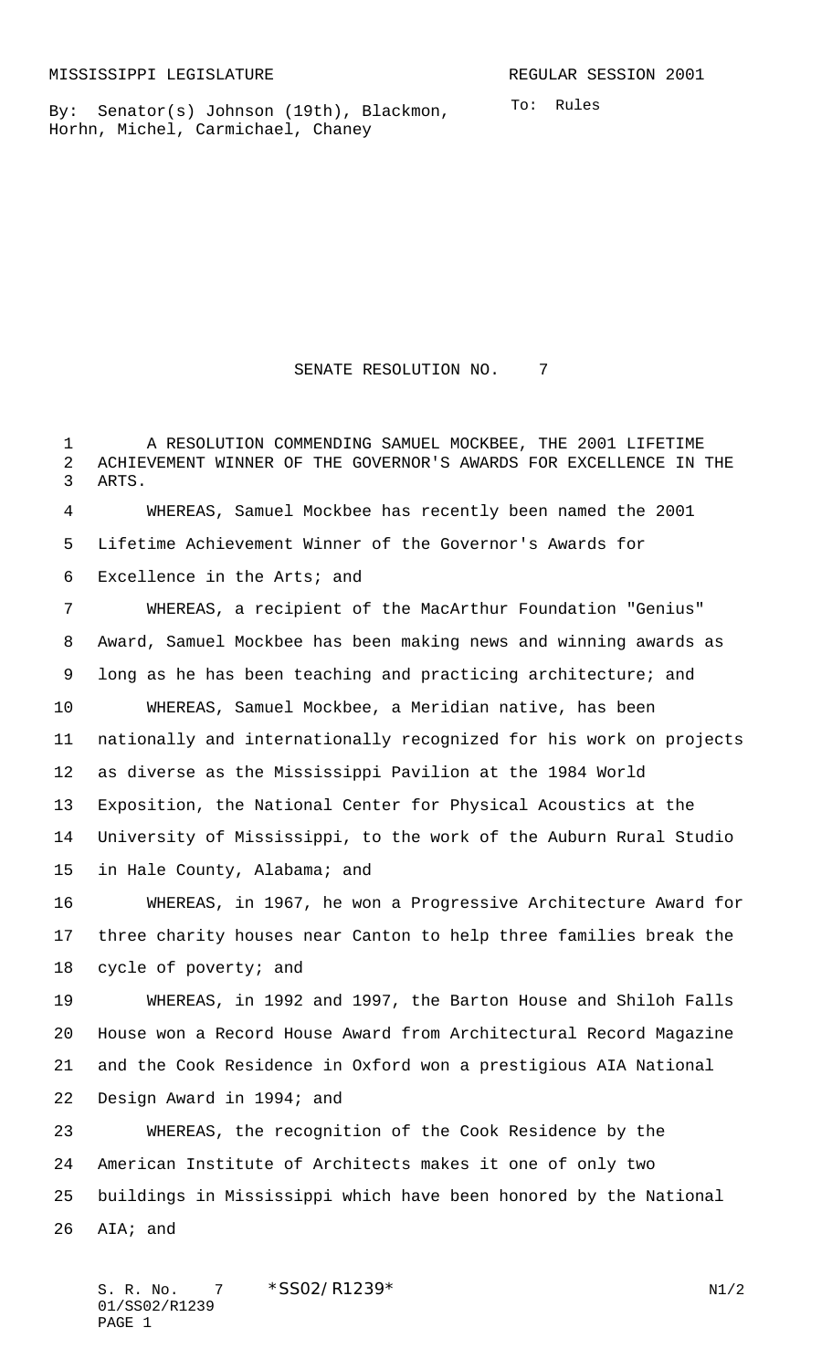MISSISSIPPI LEGISLATURE REGULAR SESSION 2001

By: Senator(s) Johnson (19th), Blackmon, Horhn, Michel, Carmichael, Chaney

To: Rules

# SENATE RESOLUTION NO. 7

A RESOLUTION COMMENDING SAMUEL MOCKBEE, THE 2001 LIFETIME ACHIEVEMENT WINNER OF THE GOVERNOR'S AWARDS FOR EXCELLENCE IN THE ARTS.

WHEREAS, Samuel Mockbee has recently been named the 2001 Lifetime Achievement Winner of the Governor's Awards for Excellence in the Arts; and

WHEREAS, a recipient of the MacArthur Foundation "Genius" Award, Samuel Mockbee has been making news and winning awards as long as he has been teaching and practicing architecture; and

WHEREAS, Samuel Mockbee, a Meridian native, has been nationally and internationally recognized for his work on projects as diverse as the Mississippi Pavilion at the 1984 World Exposition, the National Center for Physical Acoustics at the University of Mississippi, to the work of the Auburn Rural Studio in Hale County, Alabama; and

WHEREAS, in 1967, he won a Progressive Architecture Award for three charity houses near Canton to help three families break the cycle of poverty; and

WHEREAS, in 1992 and 1997, the Barton House and Shiloh Falls House won a Record House Award from Architectural Record Magazine and the Cook Residence in Oxford won a prestigious AIA National Design Award in 1994; and

WHEREAS, the recognition of the Cook Residence by the American Institute of Architects makes it one of only two buildings in Mississippi which have been honored by the National AIA; and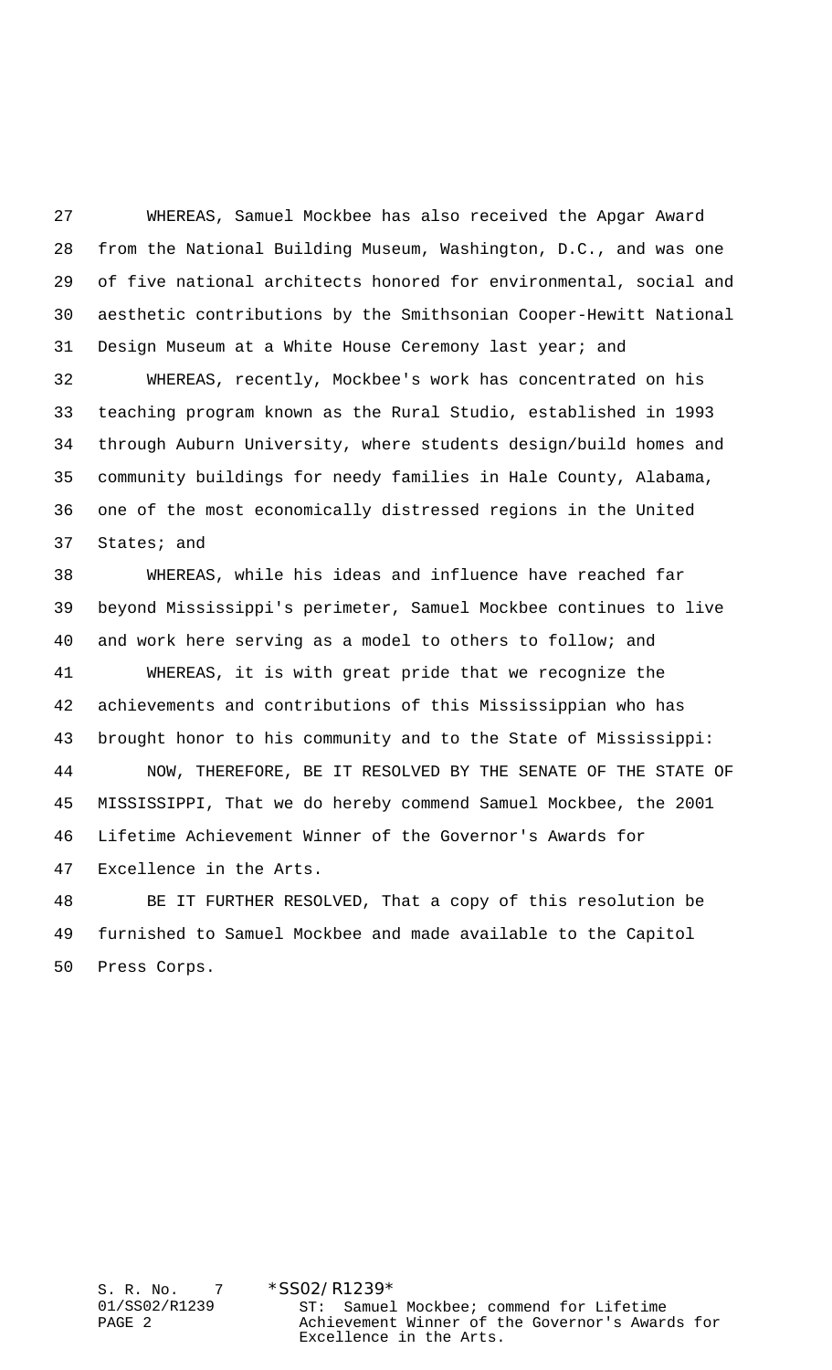WHEREAS, Samuel Mockbee has also received the Apgar Award from the National Building Museum, Washington, D.C., and was one of five national architects honored for environmental, social and aesthetic contributions by the Smithsonian Cooper-Hewitt National Design Museum at a White House Ceremony last year; and

WHEREAS, recently, Mockbee's work has concentrated on his teaching program known as the Rural Studio, established in 1993 through Auburn University, where students design/build homes and community buildings for needy families in Hale County, Alabama, one of the most economically distressed regions in the United States; and

WHEREAS, while his ideas and influence have reached far beyond Mississippi's perimeter, Samuel Mockbee continues to live and work here serving as a model to others to follow; and

WHEREAS, it is with great pride that we recognize the achievements and contributions of this Mississippian who has brought honor to his community and to the State of Mississippi:

NOW, THEREFORE, BE IT RESOLVED BY THE SENATE OF THE STATE OF MISSISSIPPI, That we do hereby commend Samuel Mockbee, the 2001 Lifetime Achievement Winner of the Governor's Awards for Excellence in the Arts.

BE IT FURTHER RESOLVED, That a copy of this resolution be furnished to Samuel Mockbee and made available to the Capitol Press Corps.